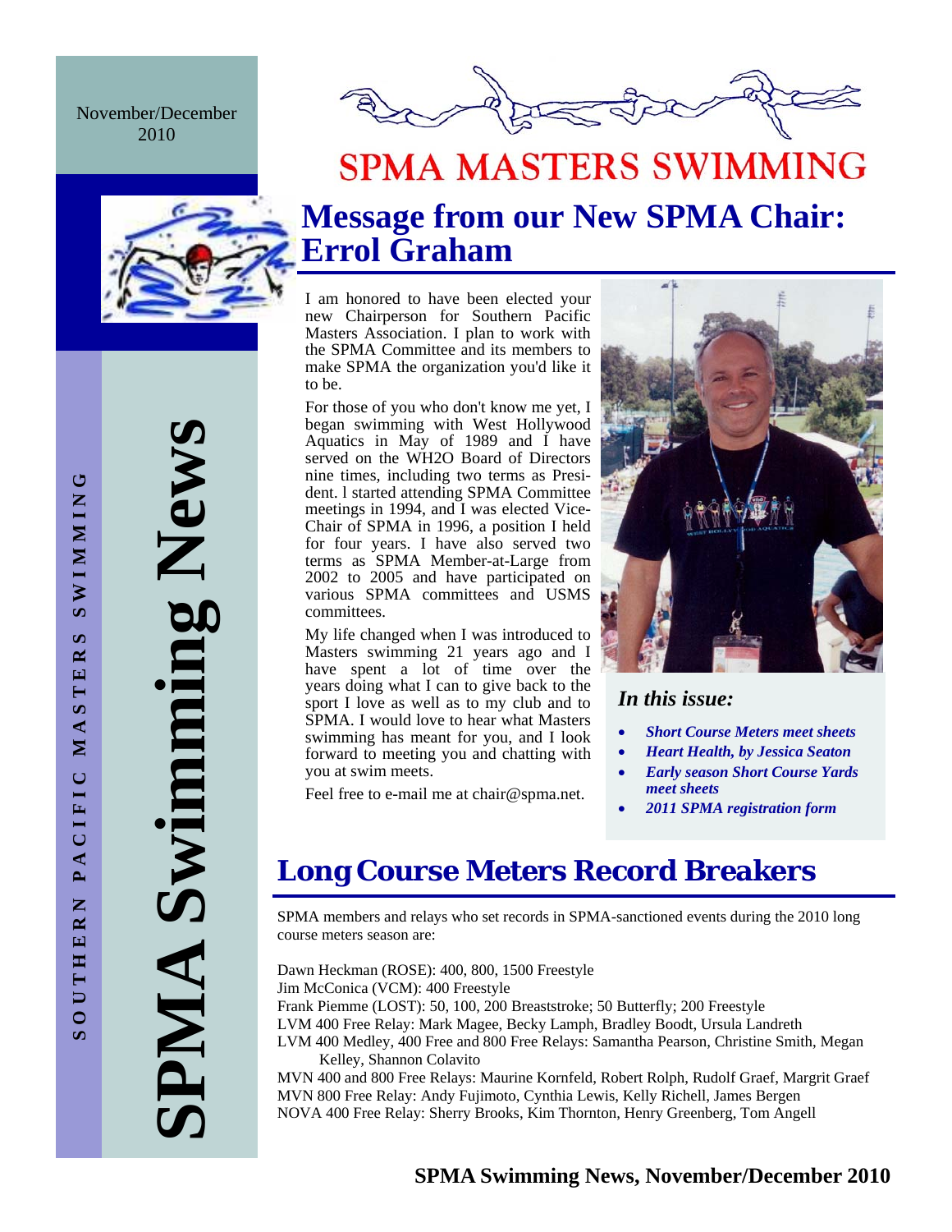November/December 2010

SOUTHERN PACIFIC MASTERS SWIMMING

# SPMA Swimming News

# SPMA MASTERS SWIMMING

## Message from our New SPMA Chair: Errol Graham

I am honored to have been elected your new Chairperson for Southern Pacific Masters Association. I plan to work with the SPMA Committee and its members to make SPMA the organization you'd like it to be.

For those of you who don't know me yet, I began swimming with West Hollywood Aquatics in May of 1989 and I have served on the WH2O Board of Directors nine times, including two terms as President. I started attending SPMA Committee meetings in 1994, and I was elected Vice-Chair of SPMA in 1996, a position I held for four years. I have also served two terms as SPMA Member-at-Large from 2002 to 2005 and have participated on various SPMA committees and USMS committees.

My life changed when I was introduced to Masters swimming 21 years ago and I have spent a lot of time over the years doing what I can to give back to the sport I love as well as to my club and to SPMA. I would love to hear what Masters swimming has meant for you, and I look forward to meeting you and chatting with you at swim meets.

Feel free to e-mail me at chair@spma.net.

### *In this issue:*

- ***Short Course Meters meet sheets***
- ***Heart Health, by Jessica Seaton***
- ***Early season Short Course Yards meet sheets***
- ***2011 SPMA registration form***

## Long Course Meters Record Breakers

SPMA members and relays who set records in SPMA-sanctioned events during the 2010 long course meters season are:

Dawn Heckman (ROSE): 400, 800, 1500 Freestyle
Jim McConica (VCM): 400 Freestyle
Frank Piemme (LOST): 50, 100, 200 Breaststroke; 50 Butterfly; 200 Freestyle
LVM 400 Free Relay: Mark Magee, Becky Lamph, Bradley Boodt, Ursula Landreth
LVM 400 Medley, 400 Free and 800 Free Relays: Samantha Pearson, Christine Smith, Megan Kelley, Shannon Colavito
MVN 400 and 800 Free Relays: Maurine Kornfeld, Robert Rolph, Rudolf Graef, Margrit Graef
MVN 800 Free Relay: Andy Fujimoto, Cynthia Lewis, Kelly Richell, James Bergen
NOVA 400 Free Relay: Sherry Brooks, Kim Thornton, Henry Greenberg, Tom Angell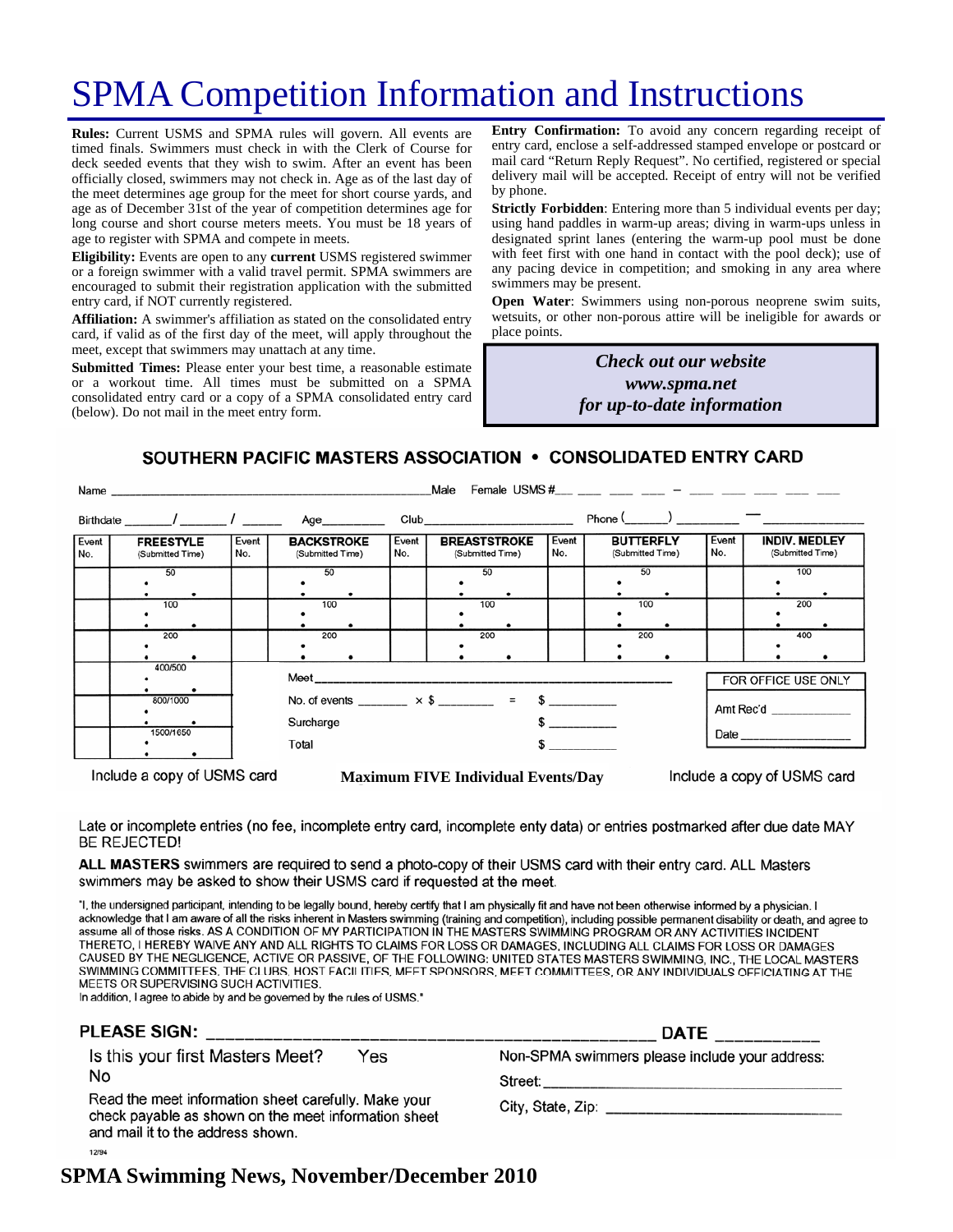# SPMA Competition Information and Instructions

**Rules:** Current USMS and SPMA rules will govern. All events are timed finals. Swimmers must check in with the Clerk of Course for deck seeded events that they wish to swim. After an event has been officially closed, swimmers may not check in. Age as of the last day of the meet determines age group for the meet for short course yards, and age as of December 31st of the year of competition determines age for long course and short course meters meets. You must be 18 years of age to register with SPMA and compete in meets.

**Eligibility:** Events are open to any **current** USMS registered swimmer or a foreign swimmer with a valid travel permit. SPMA swimmers are encouraged to submit their registration application with the submitted entry card, if NOT currently registered.

**Affiliation:** A swimmer's affiliation as stated on the consolidated entry card, if valid as of the first day of the meet, will apply throughout the meet, except that swimmers may unattach at any time.

**Submitted Times:** Please enter your best time, a reasonable estimate or a workout time. All times must be submitted on a SPMA consolidated entry card or a copy of a SPMA consolidated entry card (below). Do not mail in the meet entry form.

**Entry Confirmation:** To avoid any concern regarding receipt of entry card, enclose a self-addressed stamped envelope or postcard or mail card "Return Reply Request". No certified, registered or special delivery mail will be accepted. Receipt of entry will not be verified by phone.

**Strictly Forbidden**: Entering more than 5 individual events per day; using hand paddles in warm-up areas; diving in warm-ups unless in designated sprint lanes (entering the warm-up pool must be done with feet first with one hand in contact with the pool deck); use of any pacing device in competition; and smoking in any area where swimmers may be present.

**Open Water**: Swimmers using non-porous neoprene swim suits, wetsuits, or other non-porous attire will be ineligible for awards or place points.

***Check out our website***
***www.spma.net***
***for up-to-date information***

## SOUTHERN PACIFIC MASTERS ASSOCIATION • CONSOLIDATED ENTRY CARD

Name ______________________________ Male Female USMS # ___ ___ ___ ___ – ___ ___ ___ ___ ___

Birthdate ______/______/______ Age________ Club____________________ Phone (______) ________ — ____________

| Event No. | FREESTYLE (Submitted Time) | Event No. | BACKSTROKE (Submitted Time) | Event No. | BREASTSTROKE (Submitted Time) | Event No. | BUTTERFLY (Submitted Time) | Event No. | INDIV. MEDLEY (Submitted Time) |
|---|---|---|---|---|---|---|---|---|---|
| | 50 | | 50 | | 50 | | 50 | | 100 |
| | 100 | | 100 | | 100 | | 100 | | 200 |
| | 200 | | 200 | | 200 | | 200 | | 400 |
| | 400/500 | | | | | | | | |
| | 800/1000 | | | | | | | | |
| | 1500/1650 | | | | | | | | |

Meet ____________________________________________

No. of events _______ × $ _______ = $ _________

Surcharge $ _________

Total $ _________

FOR OFFICE USE ONLY

Amt Rec'd ___________

Date ______________

Include a copy of USMS card **Maximum FIVE Individual Events/Day** Include a copy of USMS card

Late or incomplete entries (no fee, incomplete entry card, incomplete enty data) or entries postmarked after due date MAY BE REJECTED!

**ALL MASTERS** swimmers are required to send a photo-copy of their USMS card with their entry card. ALL Masters swimmers may be asked to show their USMS card if requested at the meet.

"I, the undersigned participant, intending to be legally bound, hereby certify that I am physically fit and have not been otherwise informed by a physician. I acknowledge that I am aware of all the risks inherent in Masters swimming (training and competition), including possible permanent disability or death, and agree to assume all of those risks. AS A CONDITION OF MY PARTICIPATION IN THE MASTERS SWIMMING PROGRAM OR ANY ACTIVITIES INCIDENT THERETO, I HEREBY WAIVE ANY AND ALL RIGHTS TO CLAIMS FOR LOSS OR DAMAGES, INCLUDING ALL CLAIMS FOR LOSS OR DAMAGES CAUSED BY THE NEGLIGENCE, ACTIVE OR PASSIVE, OF THE FOLLOWING: UNITED STATES MASTERS SWIMMING, INC., THE LOCAL MASTERS SWIMMING COMMITTEES, THE CLUBS, HOST FACILITIES, MEET SPONSORS, MEET COMMITTEES, OR ANY INDIVIDUALS OFFICIATING AT THE MEETS OR SUPERVISING SUCH ACTIVITIES.
In addition, I agree to abide by and be governed by the rules of USMS."

**PLEASE SIGN:** ____________________________________________ **DATE** __________

Is this your first Masters Meet? Yes No

Read the meet information sheet carefully. Make your check payable as shown on the meet information sheet and mail it to the address shown.

Non-SPMA swimmers please include your address:

Street: ______________________________

City, State, Zip: ______________________

12/94

**SPMA Swimming News, November/December 2010**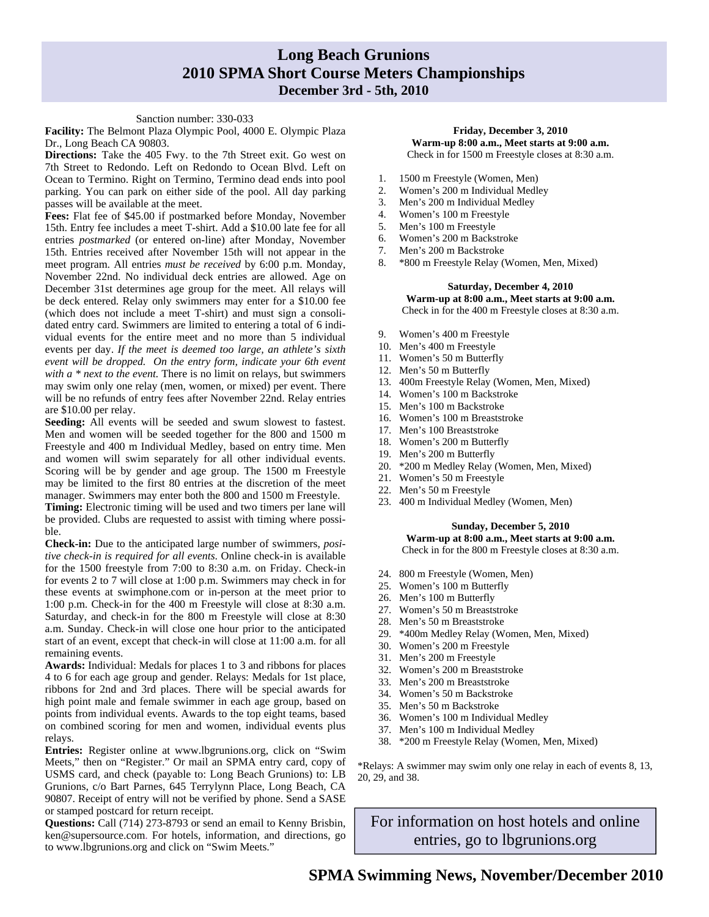# Long Beach Grunions
# 2010 SPMA Short Course Meters Championships
### December 3rd - 5th, 2010

Sanction number: 330-033

**Facility:** The Belmont Plaza Olympic Pool, 4000 E. Olympic Plaza Dr., Long Beach CA 90803.

**Directions:** Take the 405 Fwy. to the 7th Street exit. Go west on 7th Street to Redondo. Left on Redondo to Ocean Blvd. Left on Ocean to Termino. Right on Termino, Termino dead ends into pool parking. You can park on either side of the pool. All day parking passes will be available at the meet.

**Fees:** Flat fee of $45.00 if postmarked before Monday, November 15th. Entry fee includes a meet T-shirt. Add a $10.00 late fee for all entries *postmarked* (or entered on-line) after Monday, November 15th. Entries received after November 15th will not appear in the meet program. All entries *must be received* by 6:00 p.m. Monday, November 22nd. No individual deck entries are allowed. Age on December 31st determines age group for the meet. All relays will be deck entered. Relay only swimmers may enter for a $10.00 fee (which does not include a meet T-shirt) and must sign a consolidated entry card. Swimmers are limited to entering a total of 6 individual events for the entire meet and no more than 5 individual events per day. *If the meet is deemed too large, an athlete's sixth event will be dropped. On the entry form, indicate your 6th event with a * next to the event.* There is no limit on relays, but swimmers may swim only one relay (men, women, or mixed) per event. There will be no refunds of entry fees after November 22nd. Relay entries are $10.00 per relay.

**Seeding:** All events will be seeded and swum slowest to fastest. Men and women will be seeded together for the 800 and 1500 m Freestyle and 400 m Individual Medley, based on entry time. Men and women will swim separately for all other individual events. Scoring will be by gender and age group. The 1500 m Freestyle may be limited to the first 80 entries at the discretion of the meet manager. Swimmers may enter both the 800 and 1500 m Freestyle.

**Timing:** Electronic timing will be used and two timers per lane will be provided. Clubs are requested to assist with timing where possible.

**Check-in:** Due to the anticipated large number of swimmers, *positive check-in is required for all events.* Online check-in is available for the 1500 freestyle from 7:00 to 8:30 a.m. on Friday. Check-in for events 2 to 7 will close at 1:00 p.m. Swimmers may check in for these events at swimphone.com or in-person at the meet prior to 1:00 p.m. Check-in for the 400 m Freestyle will close at 8:30 a.m. Saturday, and check-in for the 800 m Freestyle will close at 8:30 a.m. Sunday. Check-in will close one hour prior to the anticipated start of an event, except that check-in will close at 11:00 a.m. for all remaining events.

**Awards:** Individual: Medals for places 1 to 3 and ribbons for places 4 to 6 for each age group and gender. Relays: Medals for 1st place, ribbons for 2nd and 3rd places. There will be special awards for high point male and female swimmer in each age group, based on points from individual events. Awards to the top eight teams, based on combined scoring for men and women, individual events plus relays.

**Entries:** Register online at www.lbgrunions.org, click on "Swim Meets," then on "Register." Or mail an SPMA entry card, copy of USMS card, and check (payable to: Long Beach Grunions) to: LB Grunions, c/o Bart Parnes, 645 Terrylynn Place, Long Beach, CA 90807. Receipt of entry will not be verified by phone. Send a SASE or stamped postcard for return receipt.

**Questions:** Call (714) 273-8793 or send an email to Kenny Brisbin, ken@supersource.com. For hotels, information, and directions, go to www.lbgrunions.org and click on "Swim Meets."

**Friday, December 3, 2010**
**Warm-up 8:00 a.m., Meet starts at 9:00 a.m.**
Check in for 1500 m Freestyle closes at 8:30 a.m.

1. 1500 m Freestyle (Women, Men)
2. Women's 200 m Individual Medley
3. Men's 200 m Individual Medley
4. Women's 100 m Freestyle
5. Men's 100 m Freestyle
6. Women's 200 m Backstroke
7. Men's 200 m Backstroke
8. *800 m Freestyle Relay (Women, Men, Mixed)

**Saturday, December 4, 2010**
**Warm-up at 8:00 a.m., Meet starts at 9:00 a.m.**
Check in for the 400 m Freestyle closes at 8:30 a.m.

9. Women's 400 m Freestyle
10. Men's 400 m Freestyle
11. Women's 50 m Butterfly
12. Men's 50 m Butterfly
13. 400m Freestyle Relay (Women, Men, Mixed)
14. Women's 100 m Backstroke
15. Men's 100 m Backstroke
16. Women's 100 m Breaststroke
17. Men's 100 Breaststroke
18. Women's 200 m Butterfly
19. Men's 200 m Butterfly
20. *200 m Medley Relay (Women, Men, Mixed)
21. Women's 50 m Freestyle
22. Men's 50 m Freestyle
23. 400 m Individual Medley (Women, Men)

**Sunday, December 5, 2010**
**Warm-up at 8:00 a.m., Meet starts at 9:00 a.m.**
Check in for the 800 m Freestyle closes at 8:30 a.m.

24. 800 m Freestyle (Women, Men)
25. Women's 100 m Butterfly
26. Men's 100 m Butterfly
27. Women's 50 m Breaststroke
28. Men's 50 m Breaststroke
29. *400m Medley Relay (Women, Men, Mixed)
30. Women's 200 m Freestyle
31. Men's 200 m Freestyle
32. Women's 200 m Breaststroke
33. Men's 200 m Breaststroke
34. Women's 50 m Backstroke
35. Men's 50 m Backstroke
36. Women's 100 m Individual Medley
37. Men's 100 m Individual Medley
38. *200 m Freestyle Relay (Women, Men, Mixed)

*Relays: A swimmer may swim only one relay in each of events 8, 13, 20, 29, and 38.

For information on host hotels and online entries, go to lbgrunions.org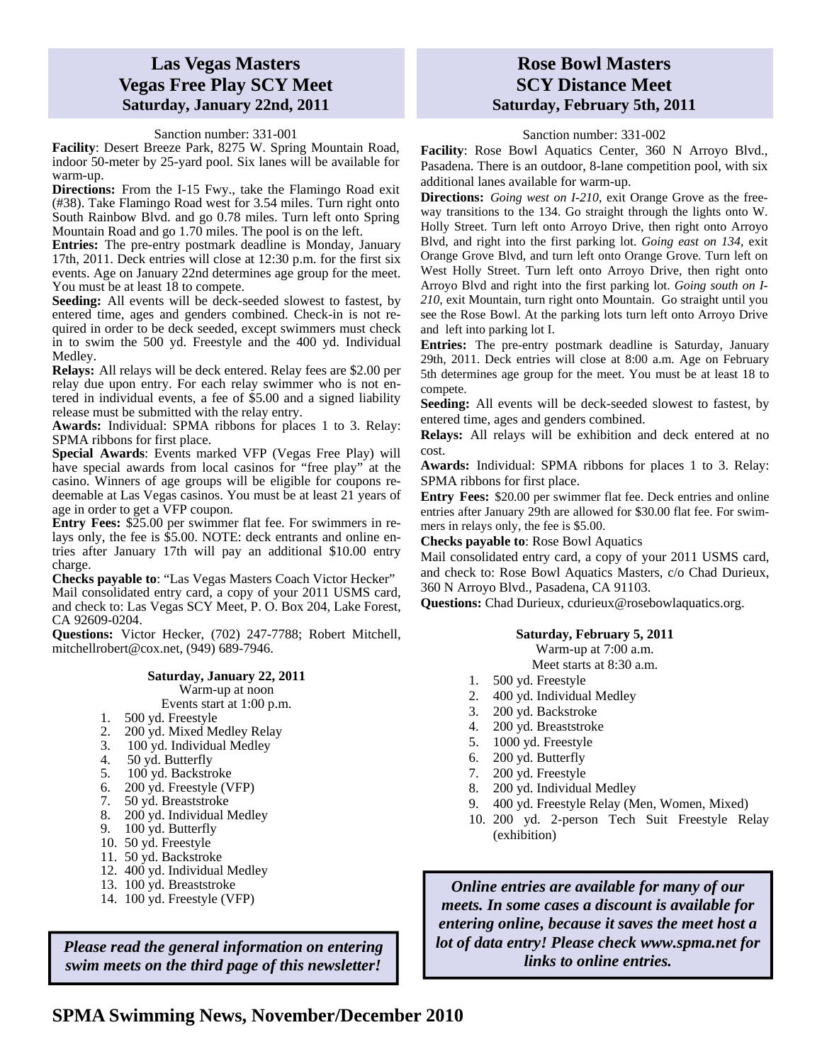## Las Vegas Masters
## Vegas Free Play SCY Meet
### Saturday, January 22nd, 2011

Sanction number: 331-001

**Facility**: Desert Breeze Park, 8275 W. Spring Mountain Road, indoor 50-meter by 25-yard pool. Six lanes will be available for warm-up.

**Directions:** From the I-15 Fwy., take the Flamingo Road exit (#38). Take Flamingo Road west for 3.54 miles. Turn right onto South Rainbow Blvd. and go 0.78 miles. Turn left onto Spring Mountain Road and go 1.70 miles. The pool is on the left.

**Entries:** The pre-entry postmark deadline is Monday, January 17th, 2011. Deck entries will close at 12:30 p.m. for the first six events. Age on January 22nd determines age group for the meet. You must be at least 18 to compete.

**Seeding:** All events will be deck-seeded slowest to fastest, by entered time, ages and genders combined. Check-in is not required in order to be deck seeded, except swimmers must check in to swim the 500 yd. Freestyle and the 400 yd. Individual Medley.

**Relays:** All relays will be deck entered. Relay fees are $2.00 per relay due upon entry. For each relay swimmer who is not entered in individual events, a fee of $5.00 and a signed liability release must be submitted with the relay entry.

**Awards:** Individual: SPMA ribbons for places 1 to 3. Relay: SPMA ribbons for first place.

**Special Awards**: Events marked VFP (Vegas Free Play) will have special awards from local casinos for "free play" at the casino. Winners of age groups will be eligible for coupons redeemable at Las Vegas casinos. You must be at least 21 years of age in order to get a VFP coupon.

**Entry Fees:** $25.00 per swimmer flat fee. For swimmers in relays only, the fee is $5.00. NOTE: deck entrants and online entries after January 17th will pay an additional $10.00 entry charge.

**Checks payable to**: "Las Vegas Masters Coach Victor Hecker"

Mail consolidated entry card, a copy of your 2011 USMS card, and check to: Las Vegas SCY Meet, P. O. Box 204, Lake Forest, CA 92609-0204.

**Questions:** Victor Hecker, (702) 247-7788; Robert Mitchell, mitchellrobert@cox.net, (949) 689-7946.

**Saturday, January 22, 2011**

Warm-up at noon

Events start at 1:00 p.m.

1. 500 yd. Freestyle
2. 200 yd. Mixed Medley Relay
3. 100 yd. Individual Medley
4. 50 yd. Butterfly
5. 100 yd. Backstroke
6. 200 yd. Freestyle (VFP)
7. 50 yd. Breaststroke
8. 200 yd. Individual Medley
9. 100 yd. Butterfly
10. 50 yd. Freestyle
11. 50 yd. Backstroke
12. 400 yd. Individual Medley
13. 100 yd. Breaststroke
14. 100 yd. Freestyle (VFP)

***Please read the general information on entering swim meets on the third page of this newsletter!***

## Rose Bowl Masters
## SCY Distance Meet
### Saturday, February 5th, 2011

Sanction number: 331-002

**Facility**: Rose Bowl Aquatics Center, 360 N Arroyo Blvd., Pasadena. There is an outdoor, 8-lane competition pool, with six additional lanes available for warm-up.

**Directions:** *Going west on I-210,* exit Orange Grove as the freeway transitions to the 134. Go straight through the lights onto W. Holly Street. Turn left onto Arroyo Drive, then right onto Arroyo Blvd, and right into the first parking lot. *Going east on 134,* exit Orange Grove Blvd, and turn left onto Orange Grove. Turn left on West Holly Street. Turn left onto Arroyo Drive, then right onto Arroyo Blvd and right into the first parking lot. *Going south on I-210,* exit Mountain, turn right onto Mountain. Go straight until you see the Rose Bowl. At the parking lots turn left onto Arroyo Drive and left into parking lot I.

**Entries:** The pre-entry postmark deadline is Saturday, January 29th, 2011. Deck entries will close at 8:00 a.m. Age on February 5th determines age group for the meet. You must be at least 18 to compete.

**Seeding:** All events will be deck-seeded slowest to fastest, by entered time, ages and genders combined.

**Relays:** All relays will be exhibition and deck entered at no cost.

**Awards:** Individual: SPMA ribbons for places 1 to 3. Relay: SPMA ribbons for first place.

**Entry Fees:** $20.00 per swimmer flat fee. Deck entries and online entries after January 29th are allowed for $30.00 flat fee. For swimmers in relays only, the fee is $5.00.

**Checks payable to**: Rose Bowl Aquatics

Mail consolidated entry card, a copy of your 2011 USMS card, and check to: Rose Bowl Aquatics Masters, c/o Chad Durieux, 360 N Arroyo Blvd., Pasadena, CA 91103.

**Questions:** Chad Durieux, cdurieux@rosebowlaquatics.org.

**Saturday, February 5, 2011**

Warm-up at 7:00 a.m.

Meet starts at 8:30 a.m.

1. 500 yd. Freestyle
2. 400 yd. Individual Medley
3. 200 yd. Backstroke
4. 200 yd. Breaststroke
5. 1000 yd. Freestyle
6. 200 yd. Butterfly
7. 200 yd. Freestyle
8. 200 yd. Individual Medley
9. 400 yd. Freestyle Relay (Men, Women, Mixed)
10. 200 yd. 2-person Tech Suit Freestyle Relay (exhibition)

***Online entries are available for many of our meets. In some cases a discount is available for entering online, because it saves the meet host a lot of data entry! Please check www.spma.net for links to online entries.***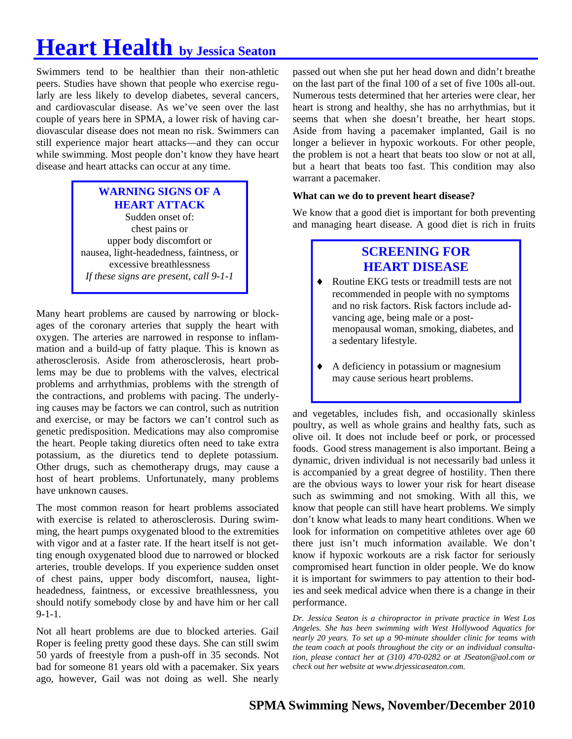# Heart Health by Jessica Seaton

Swimmers tend to be healthier than their non-athletic peers. Studies have shown that people who exercise regularly are less likely to develop diabetes, several cancers, and cardiovascular disease. As we've seen over the last couple of years here in SPMA, a lower risk of having cardiovascular disease does not mean no risk. Swimmers can still experience major heart attacks—and they can occur while swimming. Most people don't know they have heart disease and heart attacks can occur at any time.

> **WARNING SIGNS OF A HEART ATTACK**
>
> Sudden onset of:
> chest pains or
> upper body discomfort or
> nausea, light-headedness, faintness, or
> excessive breathlessness
> *If these signs are present, call 9-1-1*

Many heart problems are caused by narrowing or blockages of the coronary arteries that supply the heart with oxygen. The arteries are narrowed in response to inflammation and a build-up of fatty plaque. This is known as atherosclerosis. Aside from atherosclerosis, heart problems may be due to problems with the valves, electrical problems and arrhythmias, problems with the strength of the contractions, and problems with pacing. The underlying causes may be factors we can control, such as nutrition and exercise, or may be factors we can't control such as genetic predisposition. Medications may also compromise the heart. People taking diuretics often need to take extra potassium, as the diuretics tend to deplete potassium. Other drugs, such as chemotherapy drugs, may cause a host of heart problems. Unfortunately, many problems have unknown causes.

The most common reason for heart problems associated with exercise is related to atherosclerosis. During swimming, the heart pumps oxygenated blood to the extremities with vigor and at a faster rate. If the heart itself is not getting enough oxygenated blood due to narrowed or blocked arteries, trouble develops. If you experience sudden onset of chest pains, upper body discomfort, nausea, light-headedness, faintness, or excessive breathlessness, you should notify somebody close by and have him or her call 9-1-1.

Not all heart problems are due to blocked arteries. Gail Roper is feeling pretty good these days. She can still swim 50 yards of freestyle from a push-off in 35 seconds. Not bad for someone 81 years old with a pacemaker. Six years ago, however, Gail was not doing as well. She nearly passed out when she put her head down and didn't breathe on the last part of the final 100 of a set of five 100s all-out. Numerous tests determined that her arteries were clear, her heart is strong and healthy, she has no arrhythmias, but it seems that when she doesn't breathe, her heart stops. Aside from having a pacemaker implanted, Gail is no longer a believer in hypoxic workouts. For other people, the problem is not a heart that beats too slow or not at all, but a heart that beats too fast. This condition may also warrant a pacemaker.

**What can we do to prevent heart disease?**

We know that a good diet is important for both preventing and managing heart disease. A good diet is rich in fruits and vegetables, includes fish, and occasionally skinless poultry, as well as whole grains and healthy fats, such as olive oil. It does not include beef or pork, or processed foods. Good stress management is also important. Being a dynamic, driven individual is not necessarily bad unless it is accompanied by a great degree of hostility. Then there are the obvious ways to lower your risk for heart disease such as swimming and not smoking. With all this, we know that people can still have heart problems. We simply don't know what leads to many heart conditions. When we look for information on competitive athletes over age 60 there just isn't much information available. We don't know if hypoxic workouts are a risk factor for seriously compromised heart function in older people. We do know it is important for swimmers to pay attention to their bodies and seek medical advice when there is a change in their performance.

> **SCREENING FOR HEART DISEASE**
>
> - Routine EKG tests or treadmill tests are not recommended in people with no symptoms and no risk factors. Risk factors include advancing age, being male or a post-menopausal woman, smoking, diabetes, and a sedentary lifestyle.
> - A deficiency in potassium or magnesium may cause serious heart problems.

*Dr. Jessica Seaton is a chiropractor in private practice in West Los Angeles. She has been swimming with West Hollywood Aquatics for nearly 20 years. To set up a 90-minute shoulder clinic for teams with the team coach at pools throughout the city or an individual consultation, please contact her at (310) 470-0282 or at JSeaton@aol.com or check out her website at www.drjessicaseaton.com.*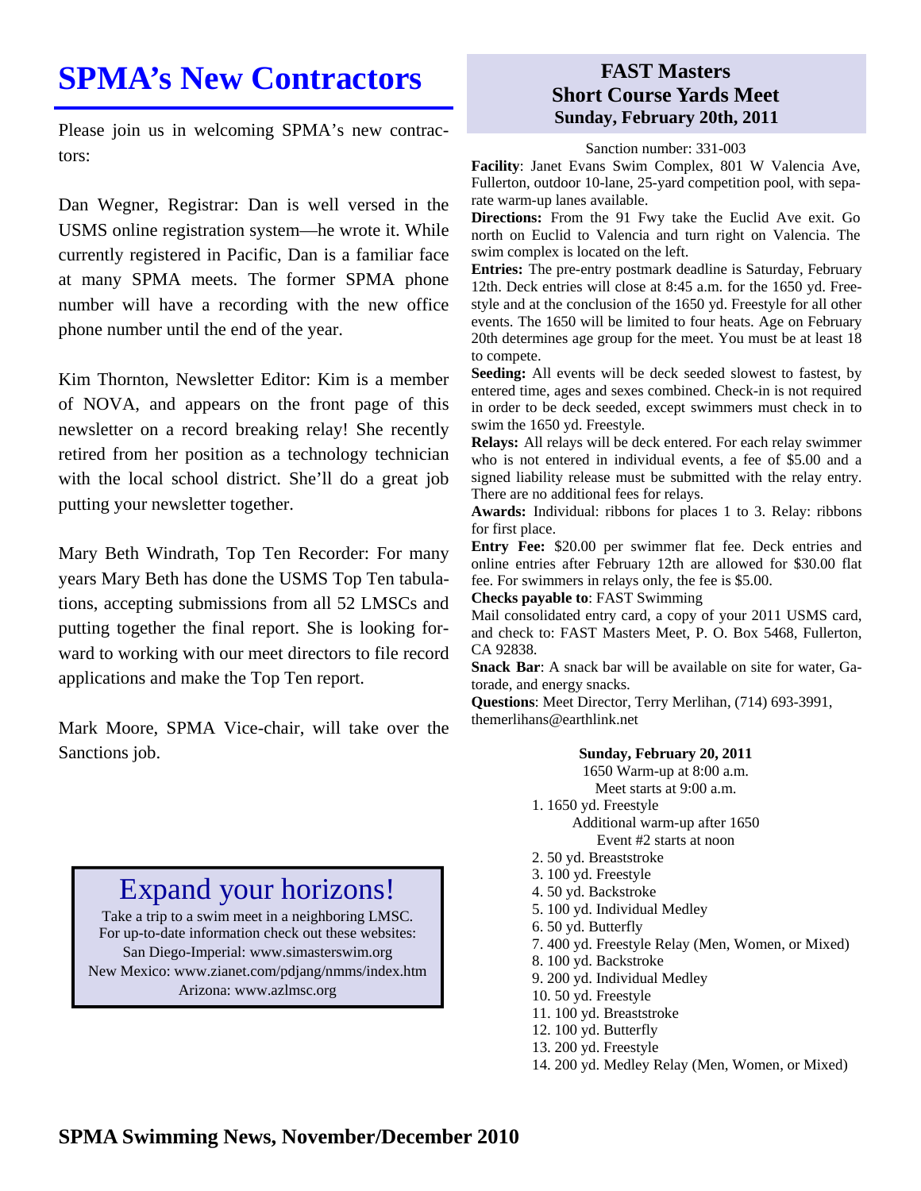# SPMA's New Contractors

Please join us in welcoming SPMA's new contractors:

Dan Wegner, Registrar: Dan is well versed in the USMS online registration system—he wrote it. While currently registered in Pacific, Dan is a familiar face at many SPMA meets. The former SPMA phone number will have a recording with the new office phone number until the end of the year.

Kim Thornton, Newsletter Editor: Kim is a member of NOVA, and appears on the front page of this newsletter on a record breaking relay! She recently retired from her position as a technology technician with the local school district. She'll do a great job putting your newsletter together.

Mary Beth Windrath, Top Ten Recorder: For many years Mary Beth has done the USMS Top Ten tabulations, accepting submissions from all 52 LMSCs and putting together the final report. She is looking forward to working with our meet directors to file record applications and make the Top Ten report.

Mark Moore, SPMA Vice-chair, will take over the Sanctions job.

## Expand your horizons!

Take a trip to a swim meet in a neighboring LMSC.
For up-to-date information check out these websites:
San Diego-Imperial: www.simasterswim.org
New Mexico: www.zianet.com/pdjang/nmms/index.htm
Arizona: www.azlmsc.org

## FAST Masters Short Course Yards Meet
### Sunday, February 20th, 2011

Sanction number: 331-003

**Facility**: Janet Evans Swim Complex, 801 W Valencia Ave, Fullerton, outdoor 10-lane, 25-yard competition pool, with separate warm-up lanes available.

**Directions:** From the 91 Fwy take the Euclid Ave exit. Go north on Euclid to Valencia and turn right on Valencia. The swim complex is located on the left.

**Entries:** The pre-entry postmark deadline is Saturday, February 12th. Deck entries will close at 8:45 a.m. for the 1650 yd. Freestyle and at the conclusion of the 1650 yd. Freestyle for all other events. The 1650 will be limited to four heats. Age on February 20th determines age group for the meet. You must be at least 18 to compete.

**Seeding:** All events will be deck seeded slowest to fastest, by entered time, ages and sexes combined. Check-in is not required in order to be deck seeded, except swimmers must check in to swim the 1650 yd. Freestyle.

**Relays:** All relays will be deck entered. For each relay swimmer who is not entered in individual events, a fee of $5.00 and a signed liability release must be submitted with the relay entry. There are no additional fees for relays.

**Awards:** Individual: ribbons for places 1 to 3. Relay: ribbons for first place.

**Entry Fee:** $20.00 per swimmer flat fee. Deck entries and online entries after February 12th are allowed for $30.00 flat fee. For swimmers in relays only, the fee is $5.00.

**Checks payable to**: FAST Swimming

Mail consolidated entry card, a copy of your 2011 USMS card, and check to: FAST Masters Meet, P. O. Box 5468, Fullerton, CA 92838.

**Snack Bar**: A snack bar will be available on site for water, Gatorade, and energy snacks.

**Questions**: Meet Director, Terry Merlihan, (714) 693-3991, themerlihans@earthlink.net

**Sunday, February 20, 2011**

1650 Warm-up at 8:00 a.m.
Meet starts at 9:00 a.m.

1. 1650 yd. Freestyle

Additional warm-up after 1650
Event #2 starts at noon

2. 50 yd. Breaststroke
3. 100 yd. Freestyle
4. 50 yd. Backstroke
5. 100 yd. Individual Medley
6. 50 yd. Butterfly
7. 400 yd. Freestyle Relay (Men, Women, or Mixed)
8. 100 yd. Backstroke
9. 200 yd. Individual Medley
10. 50 yd. Freestyle
11. 100 yd. Breaststroke
12. 100 yd. Butterfly
13. 200 yd. Freestyle
14. 200 yd. Medley Relay (Men, Women, or Mixed)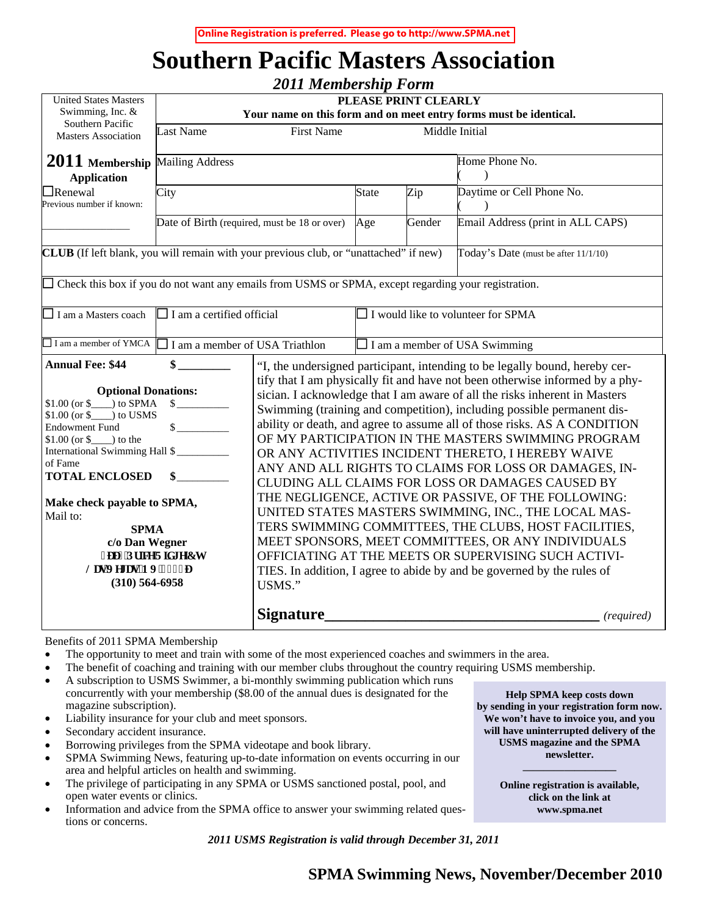Online Registration is preferred. Please go to http://www.SPMA.net

# Southern Pacific Masters Association

## *2011 Membership Form*

| United States Masters Swimming, Inc. & Southern Pacific Masters Association | **PLEASE PRINT CLEARLY** **Your name on this form and on meet entry forms must be identical.** | | | |
|---|---|---|---|---|
| | Last Name | First Name | | Middle Initial |
| **2011 Membership Application** | Mailing Address | | | Home Phone No. ( ) |
| ☐Renewal Previous number if known: | City | State | Zip | Daytime or Cell Phone No. ( ) |
| ________________ | Date of Birth (required, must be 18 or over) | Age | Gender | Email Address (print in ALL CAPS) |
| **CLUB** (If left blank, you will remain with your previous club, or "unattached" if new) | | | | Today's Date (must be after 11/1/10) |
| ☐ Check this box if you do not want any emails from USMS or SPMA, except regarding your registration. | | | | |
| ☐ I am a Masters coach | ☐ I am a certified official | | ☐ I would like to volunteer for SPMA | |
| ☐ I am a member of YMCA | ☐ I am a member of USA Triathlon | | ☐ I am a member of USA Swimming | |

**Annual Fee: $44** **$ _________**

**Optional Donations:**

$1.00 (or $____) to SPMA $ __________

$1.00 (or $____) to USMS Endowment Fund $ __________

$1.00 (or $____) to the International Swimming Hall of Fame $ __________

**TOTAL ENCLOSED** **$ _________**

**Make check payable to SPMA,**

Mail to:

**SPMA**
**c/o Dan Wegner**
**[illegible]**
**[illegible]**
**(310) 564-6958**

"I, the undersigned participant, intending to be legally bound, hereby certify that I am physically fit and have not been otherwise informed by a physician. I acknowledge that I am aware of all the risks inherent in Masters Swimming (training and competition), including possible permanent disability or death, and agree to assume all of those risks. AS A CONDITION OF MY PARTICIPATION IN THE MASTERS SWIMMING PROGRAM OR ANY ACTIVITIES INCIDENT THERETO, I HEREBY WAIVE ANY AND ALL RIGHTS TO CLAIMS FOR LOSS OR DAMAGES, INCLUDING ALL CLAIMS FOR LOSS OR DAMAGES CAUSED BY THE NEGLIGENCE, ACTIVE OR PASSIVE, OF THE FOLLOWING: UNITED STATES MASTERS SWIMMING, INC., THE LOCAL MASTERS SWIMMING COMMITTEES, THE CLUBS, HOST FACILITIES, MEET SPONSORS, MEET COMMITTEES, OR ANY INDIVIDUALS OFFICIATING AT THE MEETS OR SUPERVISING SUCH ACTIVITIES. In addition, I agree to abide by and be governed by the rules of USMS."

**Signature**_____________________________________ *(required)*

Benefits of 2011 SPMA Membership

- The opportunity to meet and train with some of the most experienced coaches and swimmers in the area.
- The benefit of coaching and training with our member clubs throughout the country requiring USMS membership.
- A subscription to USMS Swimmer, a bi-monthly swimming publication which runs concurrently with your membership ($8.00 of the annual dues is designated for the magazine subscription).
- Liability insurance for your club and meet sponsors.
- Secondary accident insurance.
- Borrowing privileges from the SPMA videotape and book library.
- SPMA Swimming News, featuring up-to-date information on events occurring in our area and helpful articles on health and swimming.
- The privilege of participating in any SPMA or USMS sanctioned postal, pool, and open water events or clinics.
- Information and advice from the SPMA office to answer your swimming related questions or concerns.

**Help SPMA keep costs down by sending in your registration form now. We won't have to invoice you, and you will have uninterrupted delivery of the USMS magazine and the SPMA newsletter.**

**Online registration is available, click on the link at www.spma.net**

***2011 USMS Registration is valid through December 31, 2011***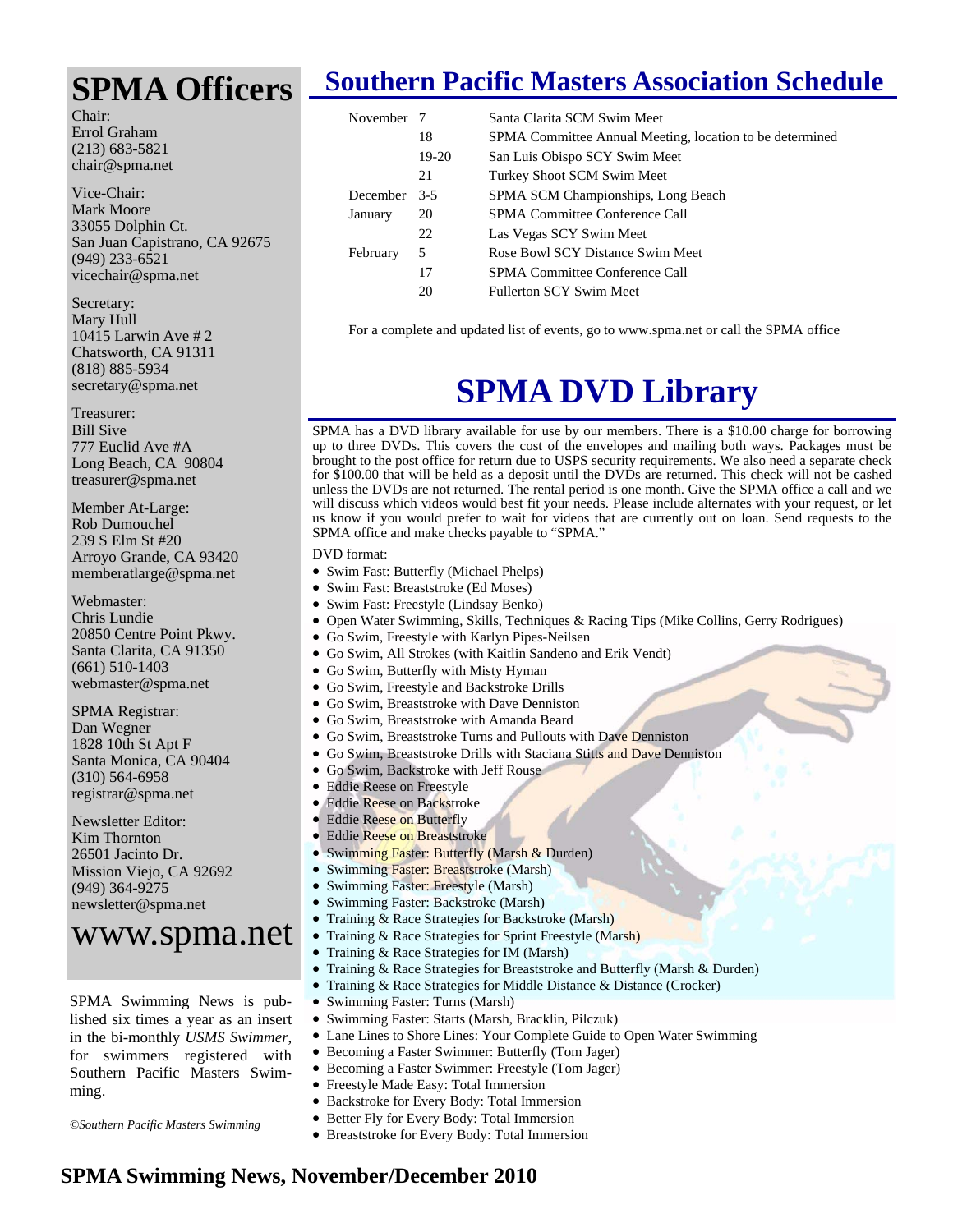# SPMA Officers

Chair:
Errol Graham
(213) 683-5821
chair@spma.net

Vice-Chair:
Mark Moore
33055 Dolphin Ct.
San Juan Capistrano, CA 92675
(949) 233-6521
vicechair@spma.net

Secretary:
Mary Hull
10415 Larwin Ave # 2
Chatsworth, CA 91311
(818) 885-5934
secretary@spma.net

Treasurer:
Bill Sive
777 Euclid Ave #A
Long Beach, CA 90804
treasurer@spma.net

Member At-Large:
Rob Dumouchel
239 S Elm St #20
Arroyo Grande, CA 93420
memberatlarge@spma.net

Webmaster:
Chris Lundie
20850 Centre Point Pkwy.
Santa Clarita, CA 91350
(661) 510-1403
webmaster@spma.net

SPMA Registrar:
Dan Wegner
1828 10th St Apt F
Santa Monica, CA 90404
(310) 564-6958
registrar@spma.net

Newsletter Editor:
Kim Thornton
26501 Jacinto Dr.
Mission Viejo, CA 92692
(949) 364-9275
newsletter@spma.net

www.spma.net

SPMA Swimming News is published six times a year as an insert in the bi-monthly *USMS Swimmer*, for swimmers registered with Southern Pacific Masters Swimming.

*©Southern Pacific Masters Swimming*

# Southern Pacific Masters Association Schedule

| | | |
|---|---|---|
| November | 7 | Santa Clarita SCM Swim Meet |
| | 18 | SPMA Committee Annual Meeting, location to be determined |
| | 19-20 | San Luis Obispo SCY Swim Meet |
| | 21 | Turkey Shoot SCM Swim Meet |
| December | 3-5 | SPMA SCM Championships, Long Beach |
| January | 20 | SPMA Committee Conference Call |
| | 22 | Las Vegas SCY Swim Meet |
| February | 5 | Rose Bowl SCY Distance Swim Meet |
| | 17 | SPMA Committee Conference Call |
| | 20 | Fullerton SCY Swim Meet |

For a complete and updated list of events, go to www.spma.net or call the SPMA office

# SPMA DVD Library

SPMA has a DVD library available for use by our members. There is a $10.00 charge for borrowing up to three DVDs. This covers the cost of the envelopes and mailing both ways. Packages must be brought to the post office for return due to USPS security requirements. We also need a separate check for $100.00 that will be held as a deposit until the DVDs are returned. This check will not be cashed unless the DVDs are not returned. The rental period is one month. Give the SPMA office a call and we will discuss which videos would best fit your needs. Please include alternates with your request, or let us know if you would prefer to wait for videos that are currently out on loan. Send requests to the SPMA office and make checks payable to "SPMA."

DVD format:

- Swim Fast: Butterfly (Michael Phelps)
- Swim Fast: Breaststroke (Ed Moses)
- Swim Fast: Freestyle (Lindsay Benko)
- Open Water Swimming, Skills, Techniques & Racing Tips (Mike Collins, Gerry Rodrigues)
- Go Swim, Freestyle with Karlyn Pipes-Neilsen
- Go Swim, All Strokes (with Kaitlin Sandeno and Erik Vendt)
- Go Swim, Butterfly with Misty Hyman
- Go Swim, Freestyle and Backstroke Drills
- Go Swim, Breaststroke with Dave Denniston
- Go Swim, Breaststroke with Amanda Beard
- Go Swim, Breaststroke Turns and Pullouts with Dave Denniston
- Go Swim, Breaststroke Drills with Staciana Stitts and Dave Denniston
- Go Swim, Backstroke with Jeff Rouse
- Eddie Reese on Freestyle
- Eddie Reese on Backstroke
- Eddie Reese on Butterfly
- Eddie Reese on Breaststroke
- Swimming Faster: Butterfly (Marsh & Durden)
- Swimming Faster: Breaststroke (Marsh)
- Swimming Faster: Freestyle (Marsh)
- Swimming Faster: Backstroke (Marsh)
- Training & Race Strategies for Backstroke (Marsh)
- Training & Race Strategies for Sprint Freestyle (Marsh)
- Training & Race Strategies for IM (Marsh)
- Training & Race Strategies for Breaststroke and Butterfly (Marsh & Durden)
- Training & Race Strategies for Middle Distance & Distance (Crocker)
- Swimming Faster: Turns (Marsh)
- Swimming Faster: Starts (Marsh, Bracklin, Pilczuk)
- Lane Lines to Shore Lines: Your Complete Guide to Open Water Swimming
- Becoming a Faster Swimmer: Butterfly (Tom Jager)
- Becoming a Faster Swimmer: Freestyle (Tom Jager)
- Freestyle Made Easy: Total Immersion
- Backstroke for Every Body: Total Immersion
- Better Fly for Every Body: Total Immersion
- Breaststroke for Every Body: Total Immersion

**SPMA Swimming News, November/December 2010**